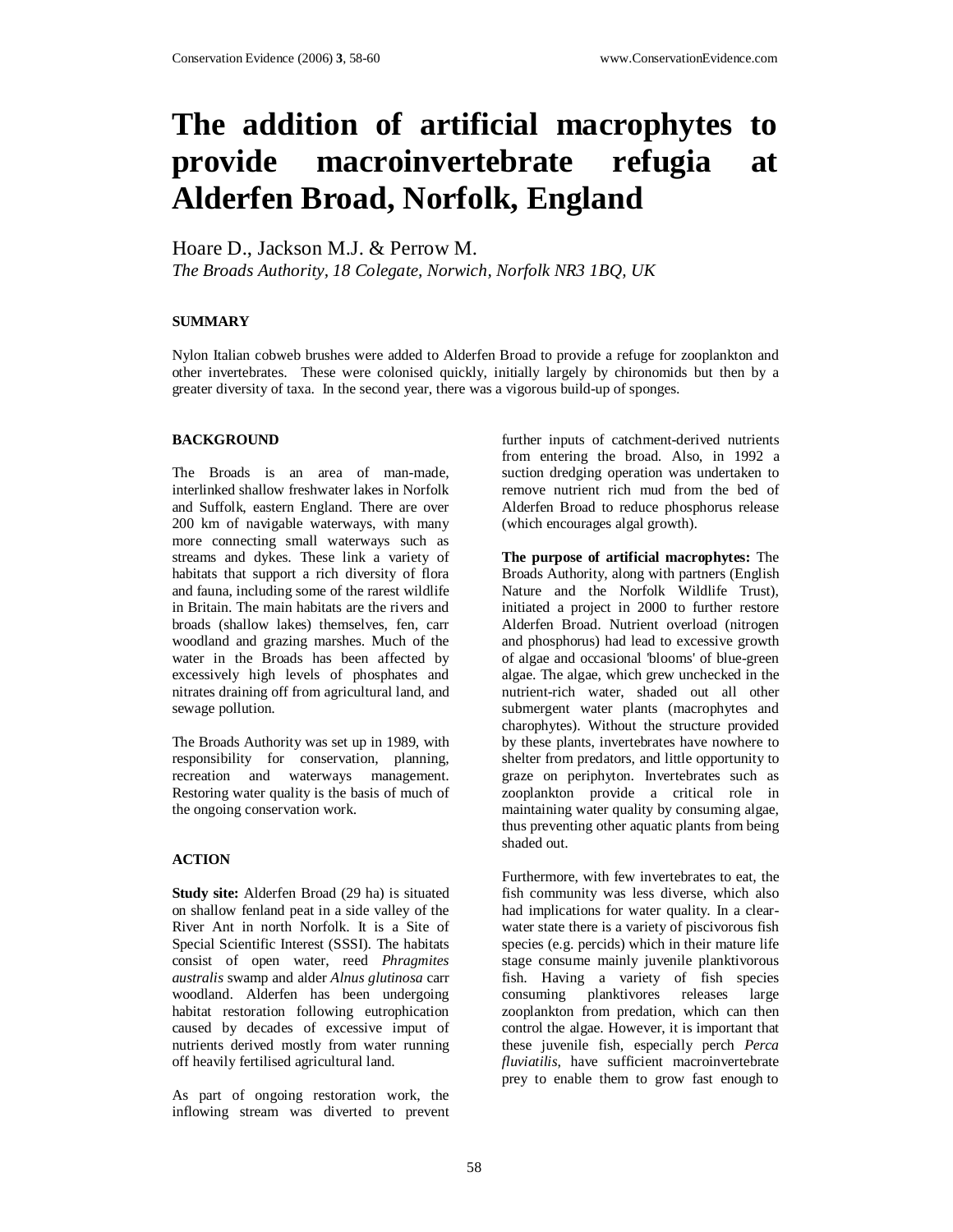# The addition of artificial macrophytes to provide macroinvertebrate refugia at Alderfen Broad, Norfolk, England

Hoare D., Jackson M.J. & Perrow M.

*The Broads Authority, 18 Colegate, Norwich, Norfolk NR3 1BQ, UK*

## SUMMARY

Nylon Italian cobweb brushes were added to Alderfen Broad to provide a refuge for zooplankton and other invertebrates. These were colonised quickly, initially largely by chironomids but then by a greater diversity of taxa. In the second year, there was a vigorous build-up of sponges.

## BACKGROUND

The Broads is an area of man-made, interlinked shallow freshwater lakes in Norfolk and Suffolk, eastern England. There are over 200 km of navigable waterways, with many more connecting small waterways such as streams and dykes. These link a variety of habitats that support a rich diversity of flora and fauna, including some of the rarest wildlife in Britain. The main habitats are the rivers and broads (shallow lakes) themselves, fen, carr woodland and grazing marshes. Much of the water in the Broads has been affected by excessively high levels of phosphates and nitrates draining off from agricultural land, and sewage pollution.

The Broads Authority was set up in 1989, with responsibility for conservation, planning, recreation and waterways management. Restoring water quality is the basis of much of the ongoing conservation work.

## ACTION

**Study site:** Alderfen Broad (29 ha) is situated on shallow fenland peat in a side valley of the River Ant in north Norfolk. It is a Site of Special Scientific Interest (SSSI). The habitats consist of open water, reed *Phragmites australis* swamp and alder *Alnus glutinosa* carr woodland. Alderfen has been undergoing habitat restoration following eutrophication caused by decades of excessive imput of nutrients derived mostly from water running off heavily fertilised agricultural land.

As part of ongoing restoration work, the inflowing stream was diverted to prevent further inputs of catchment-derived nutrients from entering the broad. Also, in 1992 a suction dredging operation was undertaken to remove nutrient rich mud from the bed of Alderfen Broad to reduce phosphorus release (which encourages algal growth).

**The purpose of artificial macrophytes:** The Broads Authority, along with partners (English Nature and the Norfolk Wildlife Trust), initiated a project in 2000 to further restore Alderfen Broad. Nutrient overload (nitrogen and phosphorus) had lead to excessive growth of algae and occasional 'blooms' of blue-green algae. The algae, which grew unchecked in the nutrient-rich water, shaded out all other submergent water plants (macrophytes and charophytes). Without the structure provided by these plants, invertebrates have nowhere to shelter from predators, and little opportunity to graze on periphyton. Invertebrates such as zooplankton provide a critical role in maintaining water quality by consuming algae, thus preventing other aquatic plants from being shaded out.

Furthermore, with few invertebrates to eat, the fish community was less diverse, which also had implications for water quality. In a clear-water state there is a variety of piscivorous fish species (e.g. percids) which in their mature life stage consume mainly juvenile planktivorous fish. Having a variety of fish species consuming planktivores releases large zooplankton from predation, which can then control the algae. However, it is important that these juvenile fish, especially perch *Perca fluviatilis*, have sufficient macroinvertebrate prey to enable them to grow fast enough to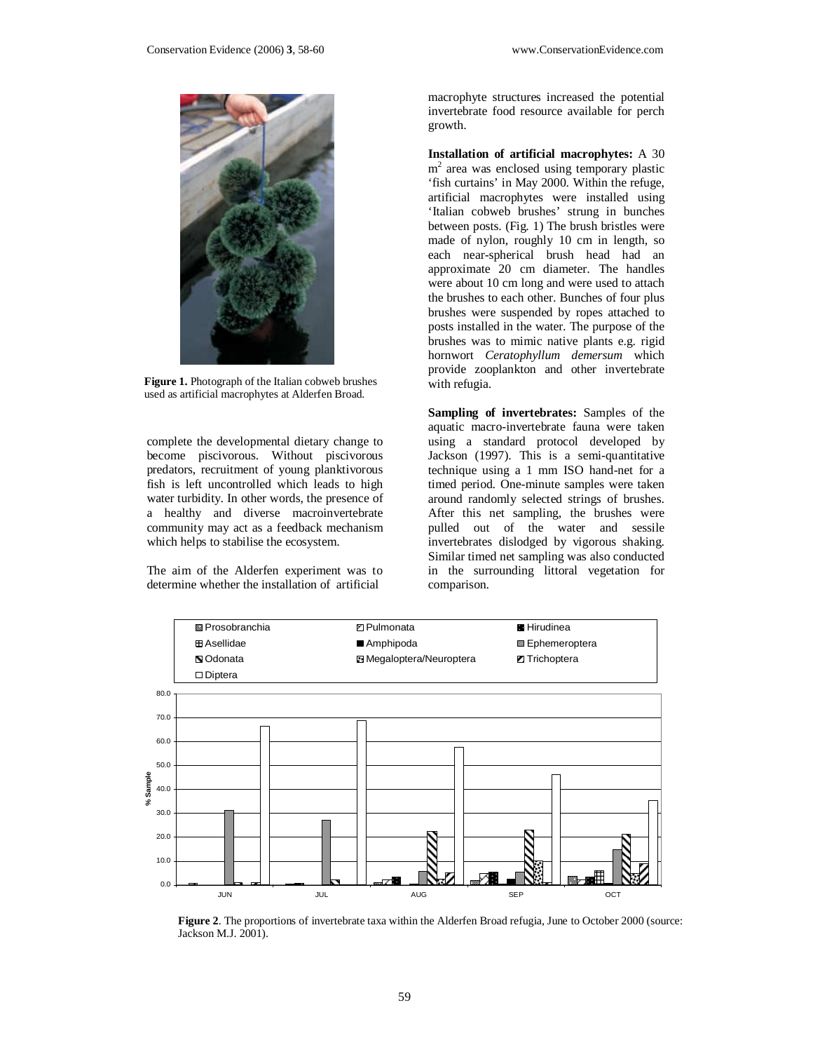Figure 1. Photograph of the Italian cobweb brushes used as artificial macrophytes at Alderfen Broad.

complete the developmental dietary change to become piscivorous. Without piscivorous predators, recruitment of young planktivorous fish is left uncontrolled which leads to high water turbidity. In other words, the presence of a healthy and diverse macroinvertebrate community may act as a feedback mechanism which helps to stabilise the ecosystem.

The aim of the Alderfen experiment was to determine whether the installation of artificial macrophyte structures increased the potential invertebrate food resource available for perch growth.

**Installation of artificial macrophytes:** A 30 $m^2$ area was enclosed using temporary plastic 'fish curtains' in May 2000. Within the refuge, artificial macrophytes were installed using 'Italian cobweb brushes' strung in bunches between posts. (Fig. 1) The brush bristles were made of nylon, roughly 10 cm in length, so each near-spherical brush head had an approximate 20 cm diameter. The handles were about 10 cm long and were used to attach the brushes to each other. Bunches of four plus brushes were suspended by ropes attached to posts installed in the water. The purpose of the brushes was to mimic native plants e.g. rigid hornwort *Ceratophyllum demersum* which provide zooplankton and other invertebrate with refugia.

**Sampling of invertebrates:** Samples of the aquatic macro-invertebrate fauna were taken using a standard protocol developed by Jackson (1997). This is a semi-quantitative technique using a 1 mm ISO hand-net for a timed period. One-minute samples were taken around randomly selected strings of brushes. After this net sampling, the brushes were pulled out of the water and sessile invertebrates dislodged by vigorous shaking. Similar timed net sampling was also conducted in the surrounding littoral vegetation for comparison.

**Figure 2**. The proportions of invertebrate taxa within the Alderfen Broad refugia, June to October 2000 (source: Jackson M.J. 2001).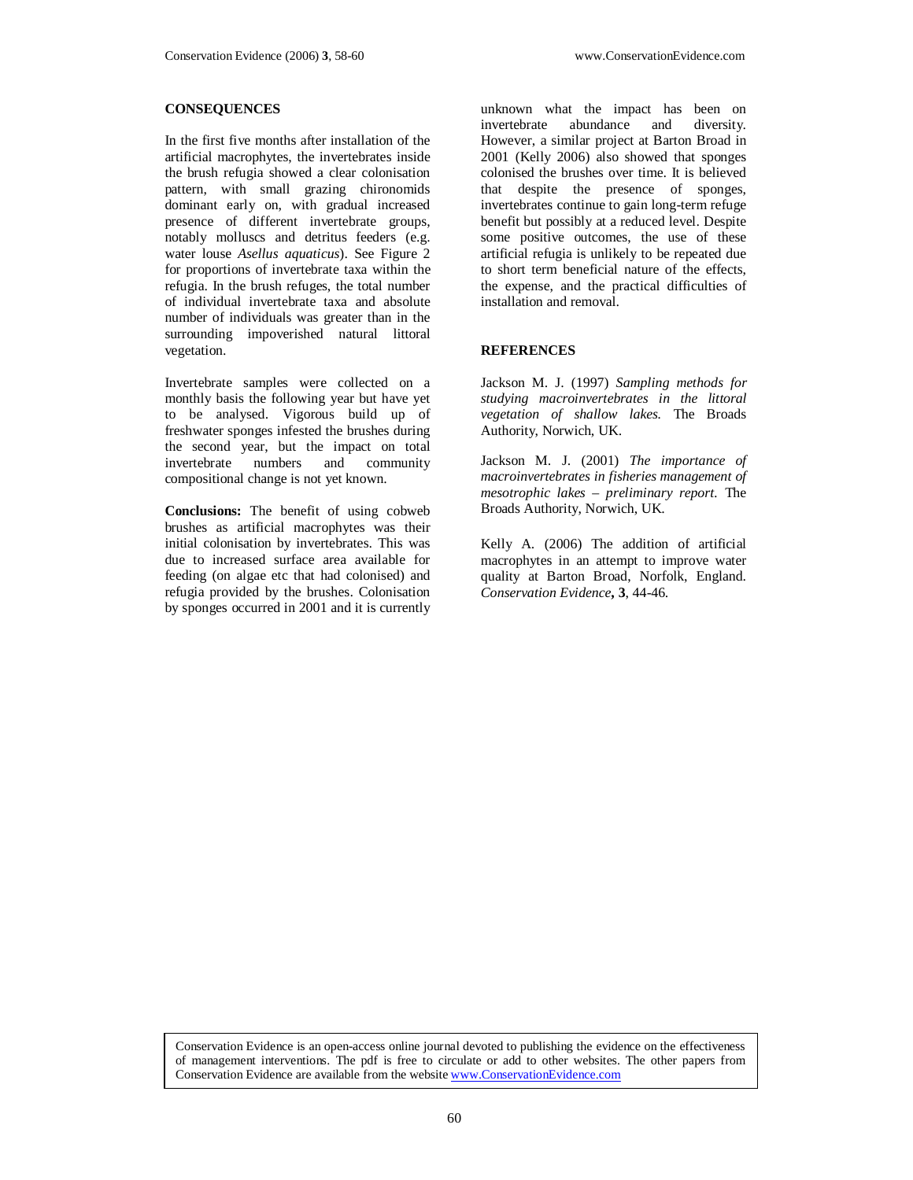## CONSEQUENCES

In the first five months after installation of the artificial macrophytes, the invertebrates inside the brush refugia showed a clear colonisation pattern, with small grazing chironomids dominant early on, with gradual increased presence of different invertebrate groups, notably molluscs and detritus feeders (e.g. water louse *Asellus aquaticus*). See Figure 2 for proportions of invertebrate taxa within the refugia. In the brush refuges, the total number of individual invertebrate taxa and absolute number of individuals was greater than in the surrounding impoverished natural littoral vegetation.

Invertebrate samples were collected on a monthly basis the following year but have yet to be analysed. Vigorous build up of freshwater sponges infested the brushes during the second year, but the impact on total invertebrate numbers and community compositional change is not yet known.

**Conclusions:** The benefit of using cobweb brushes as artificial macrophytes was their initial colonisation by invertebrates. This was due to increased surface area available for feeding (on algae etc that had colonised) and refugia provided by the brushes. Colonisation by sponges occurred in 2001 and it is currently unknown what the impact has been on invertebrate abundance and diversity. However, a similar project at Barton Broad in 2001 (Kelly 2006) also showed that sponges colonised the brushes over time. It is believed that despite the presence of sponges, invertebrates continue to gain long-term refuge benefit but possibly at a reduced level. Despite some positive outcomes, the use of these artificial refugia is unlikely to be repeated due to short term beneficial nature of the effects, the expense, and the practical difficulties of installation and removal.

## REFERENCES

Jackson M. J. (1997) *Sampling methods for studying macroinvertebrates in the littoral vegetation of shallow lakes.* The Broads Authority, Norwich, UK.

Jackson M. J. (2001) *The importance of macroinvertebrates in fisheries management of mesotrophic lakes – preliminary report.* The Broads Authority, Norwich, UK.

Kelly A. (2006) The addition of artificial macrophytes in an attempt to improve water quality at Barton Broad, Norfolk, England. *Conservation Evidence*, **3**, 44-46.

Conservation Evidence is an open-access online journal devoted to publishing the evidence on the effectiveness of management interventions. The pdf is free to circulate or add to other websites. The other papers from Conservation Evidence are available from the website www.ConservationEvidence.com